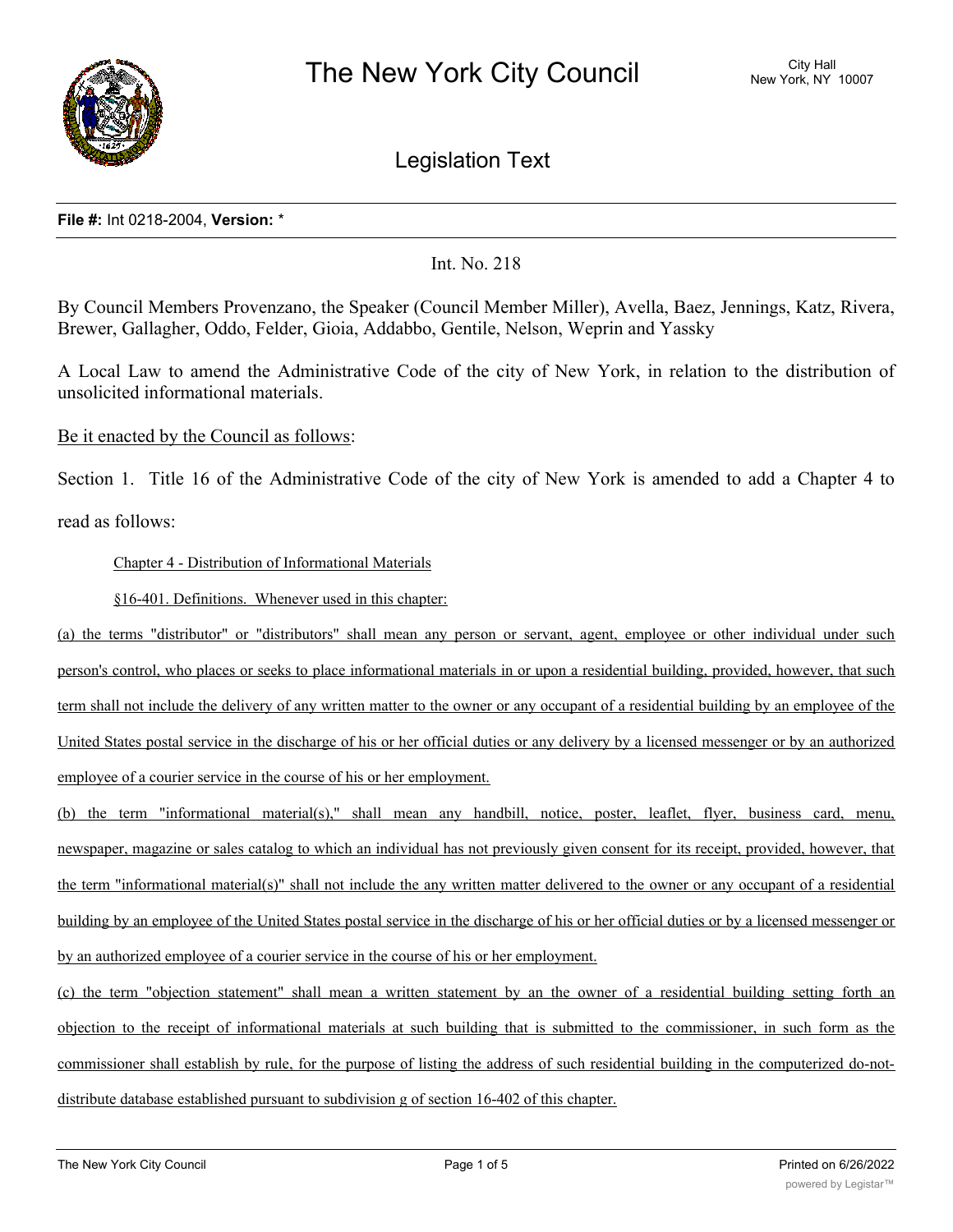# The New York City Council

City Hall
New York, NY 10007

## Legislation Text

**File #:** Int 0218-2004, **Version:** *

Int. No. 218

By Council Members Provenzano, the Speaker (Council Member Miller), Avella, Baez, Jennings, Katz, Rivera, Brewer, Gallagher, Oddo, Felder, Gioia, Addabbo, Gentile, Nelson, Weprin and Yassky

A Local Law to amend the Administrative Code of the city of New York, in relation to the distribution of unsolicited informational materials.

Be it enacted by the Council as follows:

Section 1. Title 16 of the Administrative Code of the city of New York is amended to add a Chapter 4 to read as follows:

Chapter 4 - Distribution of Informational Materials

§16-401. Definitions. Whenever used in this chapter:

(a) the terms "distributor" or "distributors" shall mean any person or servant, agent, employee or other individual under such person's control, who places or seeks to place informational materials in or upon a residential building, provided, however, that such term shall not include the delivery of any written matter to the owner or any occupant of a residential building by an employee of the United States postal service in the discharge of his or her official duties or any delivery by a licensed messenger or by an authorized employee of a courier service in the course of his or her employment.

(b) the term "informational material(s)," shall mean any handbill, notice, poster, leaflet, flyer, business card, menu, newspaper, magazine or sales catalog to which an individual has not previously given consent for its receipt, provided, however, that the term "informational material(s)" shall not include the any written matter delivered to the owner or any occupant of a residential building by an employee of the United States postal service in the discharge of his or her official duties or by a licensed messenger or by an authorized employee of a courier service in the course of his or her employment.

(c) the term "objection statement" shall mean a written statement by an the owner of a residential building setting forth an objection to the receipt of informational materials at such building that is submitted to the commissioner, in such form as the commissioner shall establish by rule, for the purpose of listing the address of such residential building in the computerized do-not-distribute database established pursuant to subdivision g of section 16-402 of this chapter.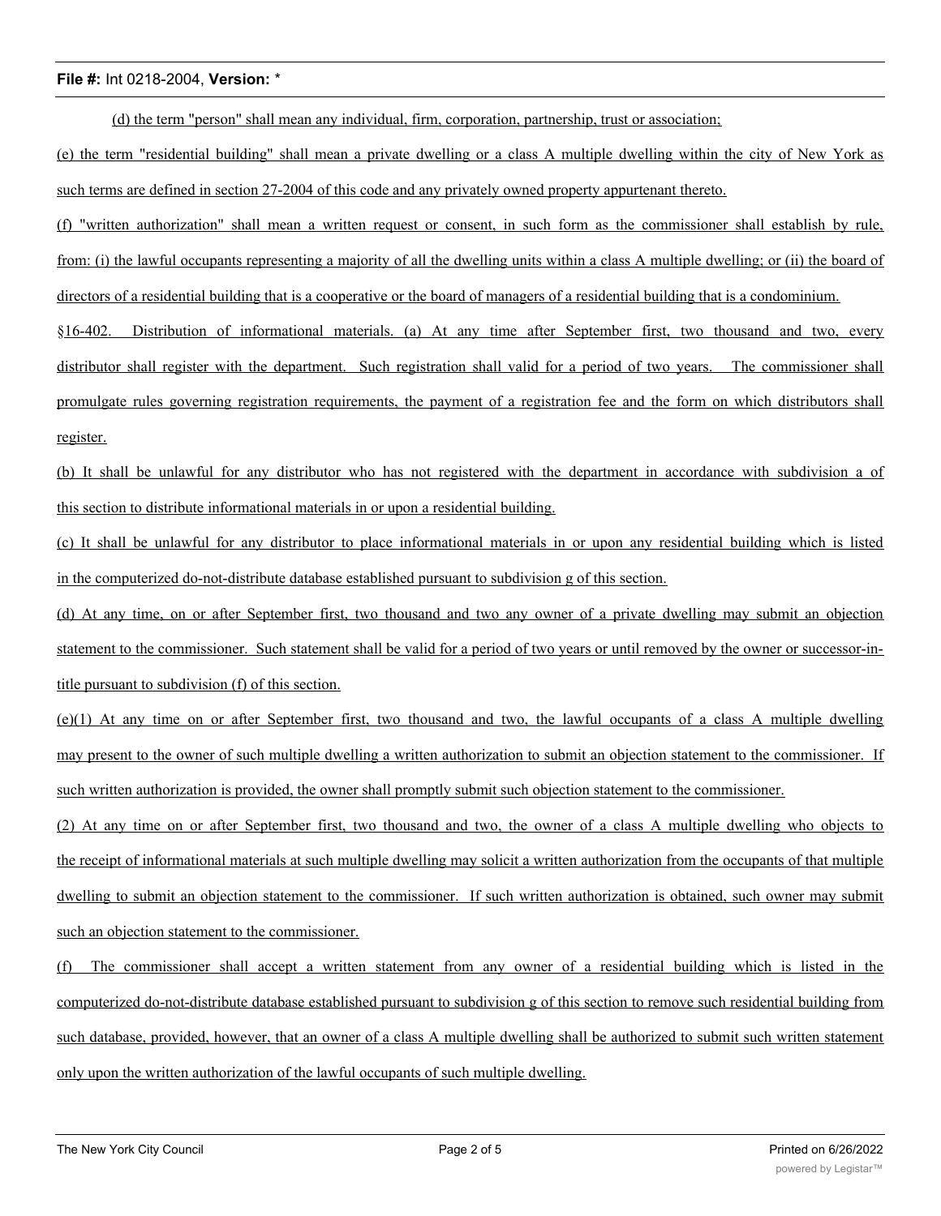(d) the term "person" shall mean any individual, firm, corporation, partnership, trust or association;

(e) the term "residential building" shall mean a private dwelling or a class A multiple dwelling within the city of New York as such terms are defined in section 27-2004 of this code and any privately owned property appurtenant thereto.

(f) "written authorization" shall mean a written request or consent, in such form as the commissioner shall establish by rule, from: (i) the lawful occupants representing a majority of all the dwelling units within a class A multiple dwelling; or (ii) the board of directors of a residential building that is a cooperative or the board of managers of a residential building that is a condominium.

§16-402. Distribution of informational materials. (a) At any time after September first, two thousand and two, every distributor shall register with the department. Such registration shall valid for a period of two years. The commissioner shall promulgate rules governing registration requirements, the payment of a registration fee and the form on which distributors shall register.

(b) It shall be unlawful for any distributor who has not registered with the department in accordance with subdivision a of this section to distribute informational materials in or upon a residential building.

(c) It shall be unlawful for any distributor to place informational materials in or upon any residential building which is listed in the computerized do-not-distribute database established pursuant to subdivision g of this section.

(d) At any time, on or after September first, two thousand and two any owner of a private dwelling may submit an objection statement to the commissioner. Such statement shall be valid for a period of two years or until removed by the owner or successor-in-title pursuant to subdivision (f) of this section.

(e)(1) At any time on or after September first, two thousand and two, the lawful occupants of a class A multiple dwelling may present to the owner of such multiple dwelling a written authorization to submit an objection statement to the commissioner. If such written authorization is provided, the owner shall promptly submit such objection statement to the commissioner.

(2) At any time on or after September first, two thousand and two, the owner of a class A multiple dwelling who objects to the receipt of informational materials at such multiple dwelling may solicit a written authorization from the occupants of that multiple dwelling to submit an objection statement to the commissioner. If such written authorization is obtained, such owner may submit such an objection statement to the commissioner.

(f) The commissioner shall accept a written statement from any owner of a residential building which is listed in the computerized do-not-distribute database established pursuant to subdivision g of this section to remove such residential building from such database, provided, however, that an owner of a class A multiple dwelling shall be authorized to submit such written statement only upon the written authorization of the lawful occupants of such multiple dwelling.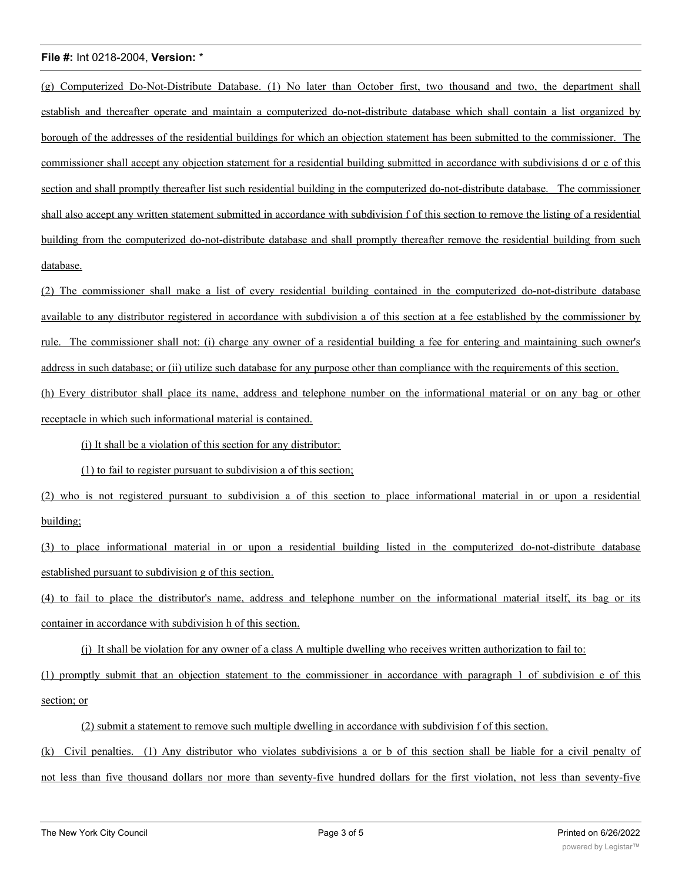(g) Computerized Do-Not-Distribute Database. (1) No later than October first, two thousand and two, the department shall establish and thereafter operate and maintain a computerized do-not-distribute database which shall contain a list organized by borough of the addresses of the residential buildings for which an objection statement has been submitted to the commissioner. The commissioner shall accept any objection statement for a residential building submitted in accordance with subdivisions d or e of this section and shall promptly thereafter list such residential building in the computerized do-not-distribute database. The commissioner shall also accept any written statement submitted in accordance with subdivision f of this section to remove the listing of a residential building from the computerized do-not-distribute database and shall promptly thereafter remove the residential building from such database.

(2) The commissioner shall make a list of every residential building contained in the computerized do-not-distribute database available to any distributor registered in accordance with subdivision a of this section at a fee established by the commissioner by rule. The commissioner shall not: (i) charge any owner of a residential building a fee for entering and maintaining such owner's address in such database; or (ii) utilize such database for any purpose other than compliance with the requirements of this section.

(h) Every distributor shall place its name, address and telephone number on the informational material or on any bag or other receptacle in which such informational material is contained.

(i) It shall be a violation of this section for any distributor:

(1) to fail to register pursuant to subdivision a of this section;

(2) who is not registered pursuant to subdivision a of this section to place informational material in or upon a residential building;

(3) to place informational material in or upon a residential building listed in the computerized do-not-distribute database established pursuant to subdivision g of this section.

(4) to fail to place the distributor's name, address and telephone number on the informational material itself, its bag or its container in accordance with subdivision h of this section.

(j) It shall be violation for any owner of a class A multiple dwelling who receives written authorization to fail to:

(1) promptly submit that an objection statement to the commissioner in accordance with paragraph 1 of subdivision e of this section; or

(2) submit a statement to remove such multiple dwelling in accordance with subdivision f of this section.

(k) Civil penalties. (1) Any distributor who violates subdivisions a or b of this section shall be liable for a civil penalty of not less than five thousand dollars nor more than seventy-five hundred dollars for the first violation, not less than seventy-five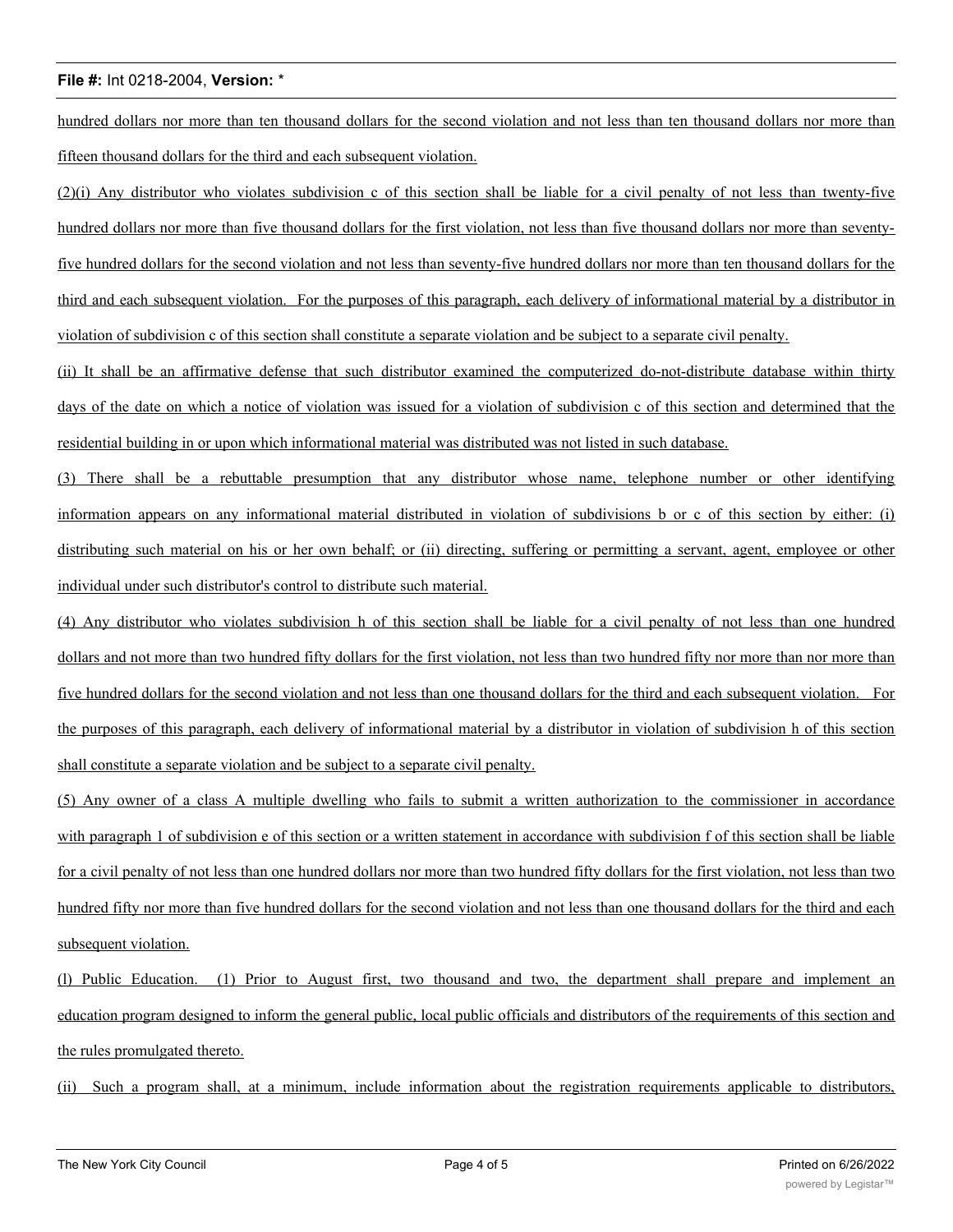hundred dollars nor more than ten thousand dollars for the second violation and not less than ten thousand dollars nor more than fifteen thousand dollars for the third and each subsequent violation.

(2)(i) Any distributor who violates subdivision c of this section shall be liable for a civil penalty of not less than twenty-five hundred dollars nor more than five thousand dollars for the first violation, not less than five thousand dollars nor more than seventy-five hundred dollars for the second violation and not less than seventy-five hundred dollars nor more than ten thousand dollars for the third and each subsequent violation. For the purposes of this paragraph, each delivery of informational material by a distributor in violation of subdivision c of this section shall constitute a separate violation and be subject to a separate civil penalty.

(ii) It shall be an affirmative defense that such distributor examined the computerized do-not-distribute database within thirty days of the date on which a notice of violation was issued for a violation of subdivision c of this section and determined that the residential building in or upon which informational material was distributed was not listed in such database.

(3) There shall be a rebuttable presumption that any distributor whose name, telephone number or other identifying information appears on any informational material distributed in violation of subdivisions b or c of this section by either: (i) distributing such material on his or her own behalf; or (ii) directing, suffering or permitting a servant, agent, employee or other individual under such distributor's control to distribute such material.

(4) Any distributor who violates subdivision h of this section shall be liable for a civil penalty of not less than one hundred dollars and not more than two hundred fifty dollars for the first violation, not less than two hundred fifty nor more than nor more than five hundred dollars for the second violation and not less than one thousand dollars for the third and each subsequent violation. For the purposes of this paragraph, each delivery of informational material by a distributor in violation of subdivision h of this section shall constitute a separate violation and be subject to a separate civil penalty.

(5) Any owner of a class A multiple dwelling who fails to submit a written authorization to the commissioner in accordance with paragraph 1 of subdivision e of this section or a written statement in accordance with subdivision f of this section shall be liable for a civil penalty of not less than one hundred dollars nor more than two hundred fifty dollars for the first violation, not less than two hundred fifty nor more than five hundred dollars for the second violation and not less than one thousand dollars for the third and each subsequent violation.

(l) Public Education. (1) Prior to August first, two thousand and two, the department shall prepare and implement an education program designed to inform the general public, local public officials and distributors of the requirements of this section and the rules promulgated thereto.

(ii) Such a program shall, at a minimum, include information about the registration requirements applicable to distributors,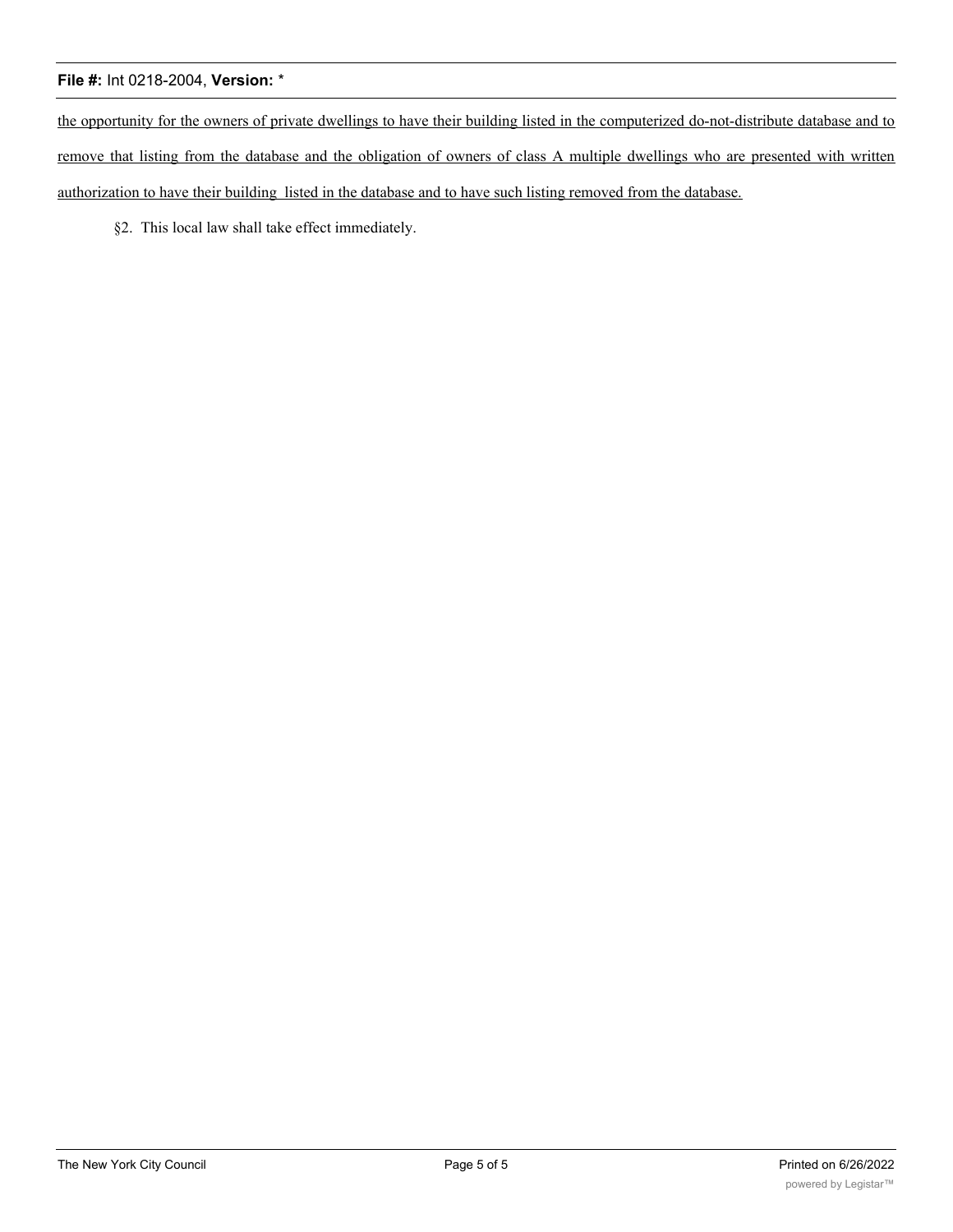the opportunity for the owners of private dwellings to have their building listed in the computerized do-not-distribute database and to remove that listing from the database and the obligation of owners of class A multiple dwellings who are presented with written authorization to have their building listed in the database and to have such listing removed from the database.

§2. This local law shall take effect immediately.